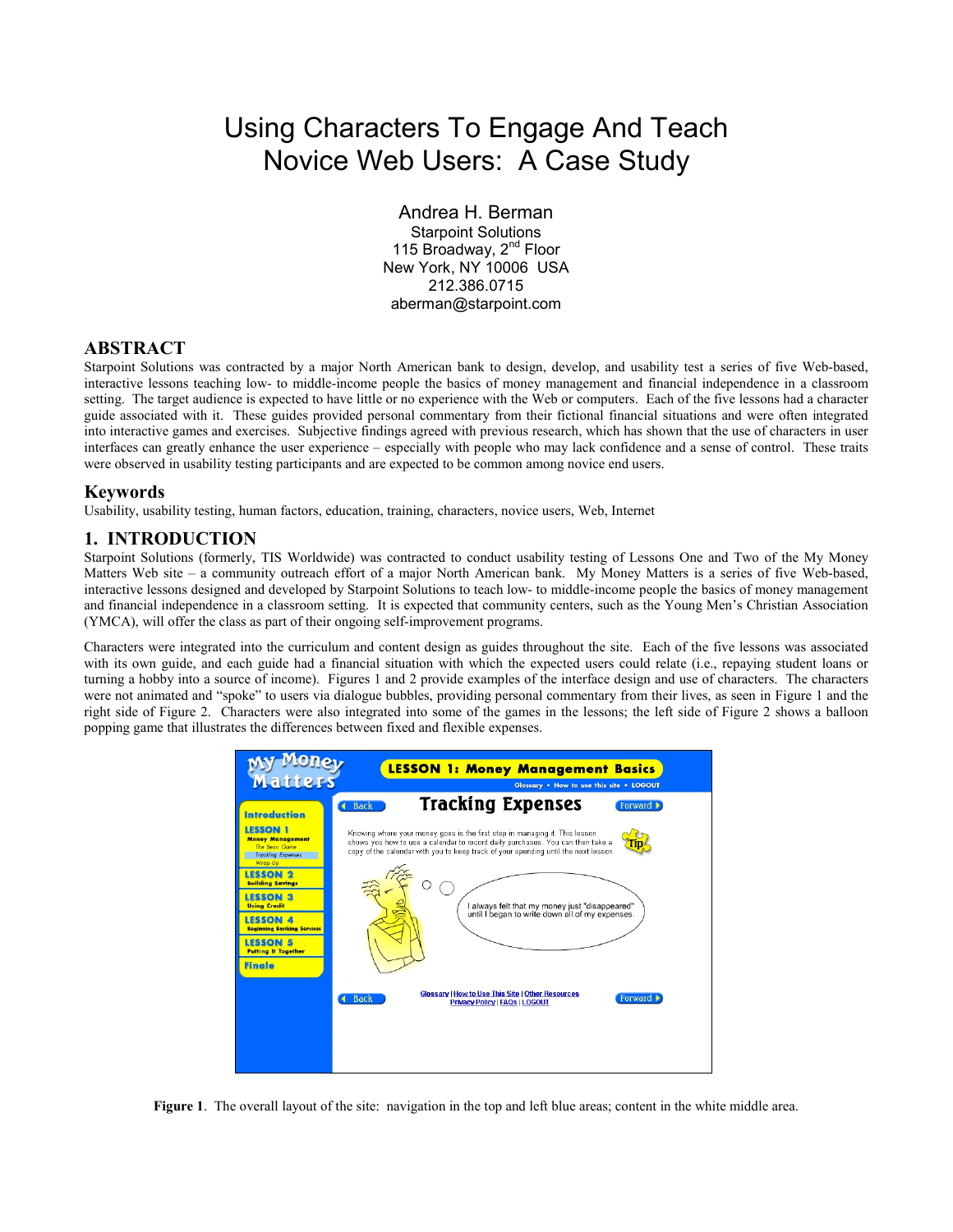# Using Characters To Engage And Teach Novice Web Users: A Case Study

Andrea H. Berman
Starpoint Solutions
115 Broadway, 2nd Floor
New York, NY 10006 USA
212.386.0715
aberman@starpoint.com

## ABSTRACT

Starpoint Solutions was contracted by a major North American bank to design, develop, and usability test a series of five Web-based, interactive lessons teaching low- to middle-income people the basics of money management and financial independence in a classroom setting. The target audience is expected to have little or no experience with the Web or computers. Each of the five lessons had a character guide associated with it. These guides provided personal commentary from their fictional financial situations and were often integrated into interactive games and exercises. Subjective findings agreed with previous research, which has shown that the use of characters in user interfaces can greatly enhance the user experience – especially with people who may lack confidence and a sense of control. These traits were observed in usability testing participants and are expected to be common among novice end users.

## Keywords

Usability, usability testing, human factors, education, training, characters, novice users, Web, Internet

## 1. INTRODUCTION

Starpoint Solutions (formerly, TIS Worldwide) was contracted to conduct usability testing of Lessons One and Two of the My Money Matters Web site – a community outreach effort of a major North American bank. My Money Matters is a series of five Web-based, interactive lessons designed and developed by Starpoint Solutions to teach low- to middle-income people the basics of money management and financial independence in a classroom setting. It is expected that community centers, such as the Young Men's Christian Association (YMCA), will offer the class as part of their ongoing self-improvement programs.

Characters were integrated into the curriculum and content design as guides throughout the site. Each of the five lessons was associated with its own guide, and each guide had a financial situation with which the expected users could relate (i.e., repaying student loans or turning a hobby into a source of income). Figures 1 and 2 provide examples of the interface design and use of characters. The characters were not animated and "spoke" to users via dialogue bubbles, providing personal commentary from their lives, as seen in Figure 1 and the right side of Figure 2. Characters were also integrated into some of the games in the lessons; the left side of Figure 2 shows a balloon popping game that illustrates the differences between fixed and flexible expenses.

**Figure 1**. The overall layout of the site: navigation in the top and left blue areas; content in the white middle area.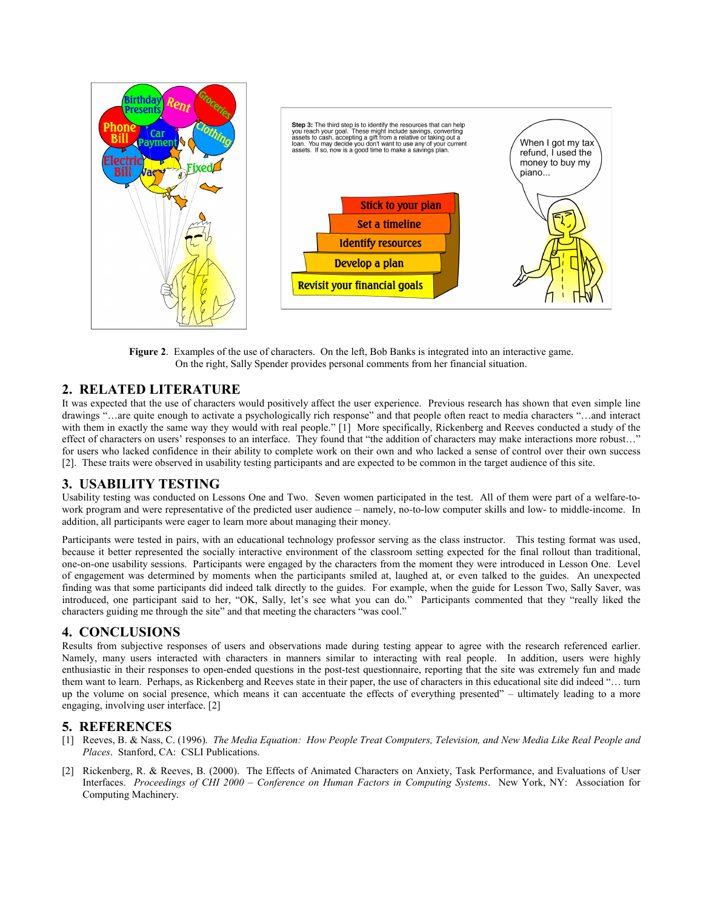**Figure 2**. Examples of the use of characters. On the left, Bob Banks is integrated into an interactive game. On the right, Sally Spender provides personal comments from her financial situation.

## 2. RELATED LITERATURE

It was expected that the use of characters would positively affect the user experience. Previous research has shown that even simple line drawings "…are quite enough to activate a psychologically rich response" and that people often react to media characters "…and interact with them in exactly the same way they would with real people." [1] More specifically, Rickenberg and Reeves conducted a study of the effect of characters on users' responses to an interface. They found that "the addition of characters may make interactions more robust…" for users who lacked confidence in their ability to complete work on their own and who lacked a sense of control over their own success [2]. These traits were observed in usability testing participants and are expected to be common in the target audience of this site.

## 3. USABILITY TESTING

Usability testing was conducted on Lessons One and Two. Seven women participated in the test. All of them were part of a welfare-to-work program and were representative of the predicted user audience – namely, no-to-low computer skills and low- to middle-income. In addition, all participants were eager to learn more about managing their money.

Participants were tested in pairs, with an educational technology professor serving as the class instructor. This testing format was used, because it better represented the socially interactive environment of the classroom setting expected for the final rollout than traditional, one-on-one usability sessions. Participants were engaged by the characters from the moment they were introduced in Lesson One. Level of engagement was determined by moments when the participants smiled at, laughed at, or even talked to the guides. An unexpected finding was that some participants did indeed talk directly to the guides. For example, when the guide for Lesson Two, Sally Saver, was introduced, one participant said to her, "OK, Sally, let's see what you can do." Participants commented that they "really liked the characters guiding me through the site" and that meeting the characters "was cool."

## 4. CONCLUSIONS

Results from subjective responses of users and observations made during testing appear to agree with the research referenced earlier. Namely, many users interacted with characters in manners similar to interacting with real people. In addition, users were highly enthusiastic in their responses to open-ended questions in the post-test questionnaire, reporting that the site was extremely fun and made them want to learn. Perhaps, as Rickenberg and Reeves state in their paper, the use of characters in this educational site did indeed "… turn up the volume on social presence, which means it can accentuate the effects of everything presented" – ultimately leading to a more engaging, involving user interface. [2]

## 5. REFERENCES

[1] Reeves, B. & Nass, C. (1996). *The Media Equation: How People Treat Computers, Television, and New Media Like Real People and Places*. Stanford, CA: CSLI Publications.

[2] Rickenberg, R. & Reeves, B. (2000). The Effects of Animated Characters on Anxiety, Task Performance, and Evaluations of User Interfaces. *Proceedings of CHI 2000 – Conference on Human Factors in Computing Systems*. New York, NY: Association for Computing Machinery.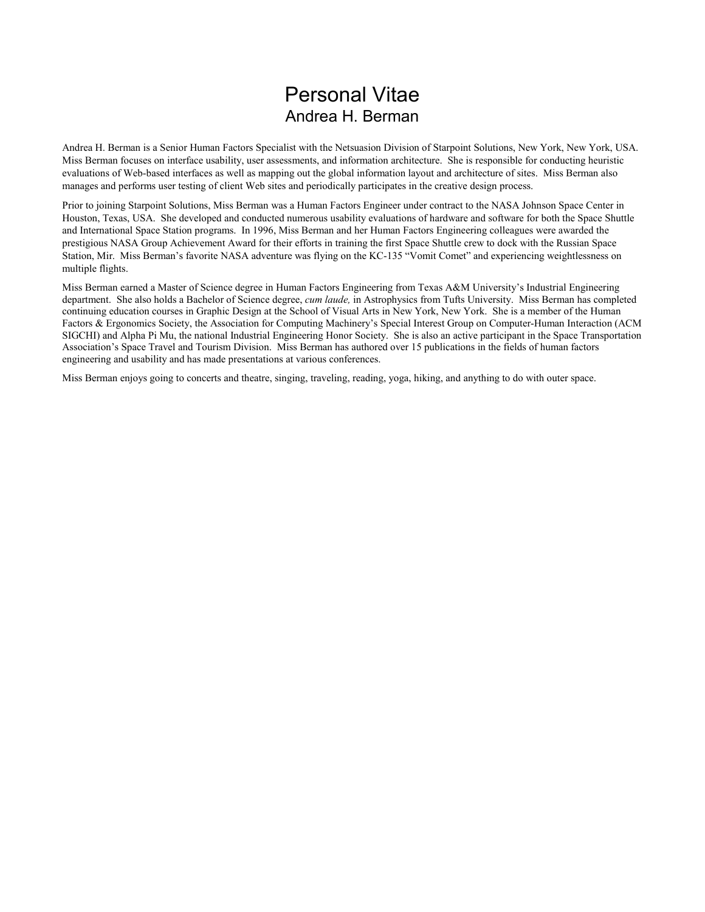# Personal Vitae
## Andrea H. Berman

Andrea H. Berman is a Senior Human Factors Specialist with the Netsuasion Division of Starpoint Solutions, New York, New York, USA. Miss Berman focuses on interface usability, user assessments, and information architecture. She is responsible for conducting heuristic evaluations of Web-based interfaces as well as mapping out the global information layout and architecture of sites. Miss Berman also manages and performs user testing of client Web sites and periodically participates in the creative design process.

Prior to joining Starpoint Solutions, Miss Berman was a Human Factors Engineer under contract to the NASA Johnson Space Center in Houston, Texas, USA. She developed and conducted numerous usability evaluations of hardware and software for both the Space Shuttle and International Space Station programs. In 1996, Miss Berman and her Human Factors Engineering colleagues were awarded the prestigious NASA Group Achievement Award for their efforts in training the first Space Shuttle crew to dock with the Russian Space Station, Mir. Miss Berman's favorite NASA adventure was flying on the KC-135 "Vomit Comet" and experiencing weightlessness on multiple flights.

Miss Berman earned a Master of Science degree in Human Factors Engineering from Texas A&M University's Industrial Engineering department. She also holds a Bachelor of Science degree, *cum laude,* in Astrophysics from Tufts University. Miss Berman has completed continuing education courses in Graphic Design at the School of Visual Arts in New York, New York. She is a member of the Human Factors & Ergonomics Society, the Association for Computing Machinery's Special Interest Group on Computer-Human Interaction (ACM SIGCHI) and Alpha Pi Mu, the national Industrial Engineering Honor Society. She is also an active participant in the Space Transportation Association's Space Travel and Tourism Division. Miss Berman has authored over 15 publications in the fields of human factors engineering and usability and has made presentations at various conferences.

Miss Berman enjoys going to concerts and theatre, singing, traveling, reading, yoga, hiking, and anything to do with outer space.